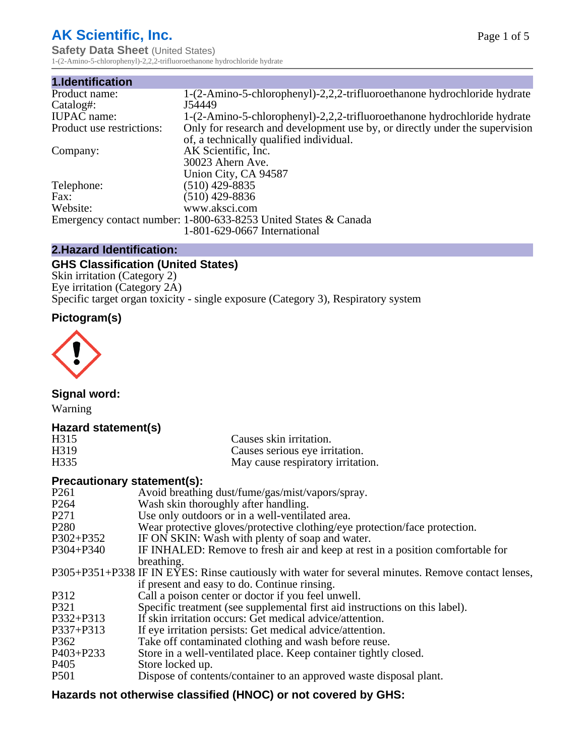# AK Scientific, Inc.

**Safety Data Sheet** (United States)

1-(2-Amino-5-chlorophenyl)-2,2,2-trifluoroethanone hydrochloride hydrate

## 1.Identification

| | |
|---|---|
| Product name: | 1-(2-Amino-5-chlorophenyl)-2,2,2-trifluoroethanone hydrochloride hydrate |
| Catalog#: | J54449 |
| IUPAC name: | 1-(2-Amino-5-chlorophenyl)-2,2,2-trifluoroethanone hydrochloride hydrate |
| Product use restrictions: | Only for research and development use by, or directly under the supervision of, a technically qualified individual. |
| Company: | AK Scientific, Inc.<br>30023 Ahern Ave.<br>Union City, CA 94587 |
| Telephone: | (510) 429-8835 |
| Fax: | (510) 429-8836 |
| Website: | www.aksci.com |
| Emergency contact number: | 1-800-633-8253 United States & Canada<br>1-801-629-0667 International |

## 2.Hazard Identification:

### GHS Classification (United States)

Skin irritation (Category 2)
Eye irritation (Category 2A)
Specific target organ toxicity - single exposure (Category 3), Respiratory system

### Pictogram(s)

### Signal word:

Warning

### Hazard statement(s)

| | |
|---|---|
| H315 | Causes skin irritation. |
| H319 | Causes serious eye irritation. |
| H335 | May cause respiratory irritation. |

### Precautionary statement(s):

| | |
|---|---|
| P261 | Avoid breathing dust/fume/gas/mist/vapors/spray. |
| P264 | Wash skin thoroughly after handling. |
| P271 | Use only outdoors or in a well-ventilated area. |
| P280 | Wear protective gloves/protective clothing/eye protection/face protection. |
| P302+P352 | IF ON SKIN: Wash with plenty of soap and water. |
| P304+P340 | IF INHALED: Remove to fresh air and keep at rest in a position comfortable for breathing. |
| P305+P351+P338 | IF IN EYES: Rinse cautiously with water for several minutes. Remove contact lenses, if present and easy to do. Continue rinsing. |
| P312 | Call a poison center or doctor if you feel unwell. |
| P321 | Specific treatment (see supplemental first aid instructions on this label). |
| P332+P313 | If skin irritation occurs: Get medical advice/attention. |
| P337+P313 | If eye irritation persists: Get medical advice/attention. |
| P362 | Take off contaminated clothing and wash before reuse. |
| P403+P233 | Store in a well-ventilated place. Keep container tightly closed. |
| P405 | Store locked up. |
| P501 | Dispose of contents/container to an approved waste disposal plant. |

### Hazards not otherwise classified (HNOC) or not covered by GHS: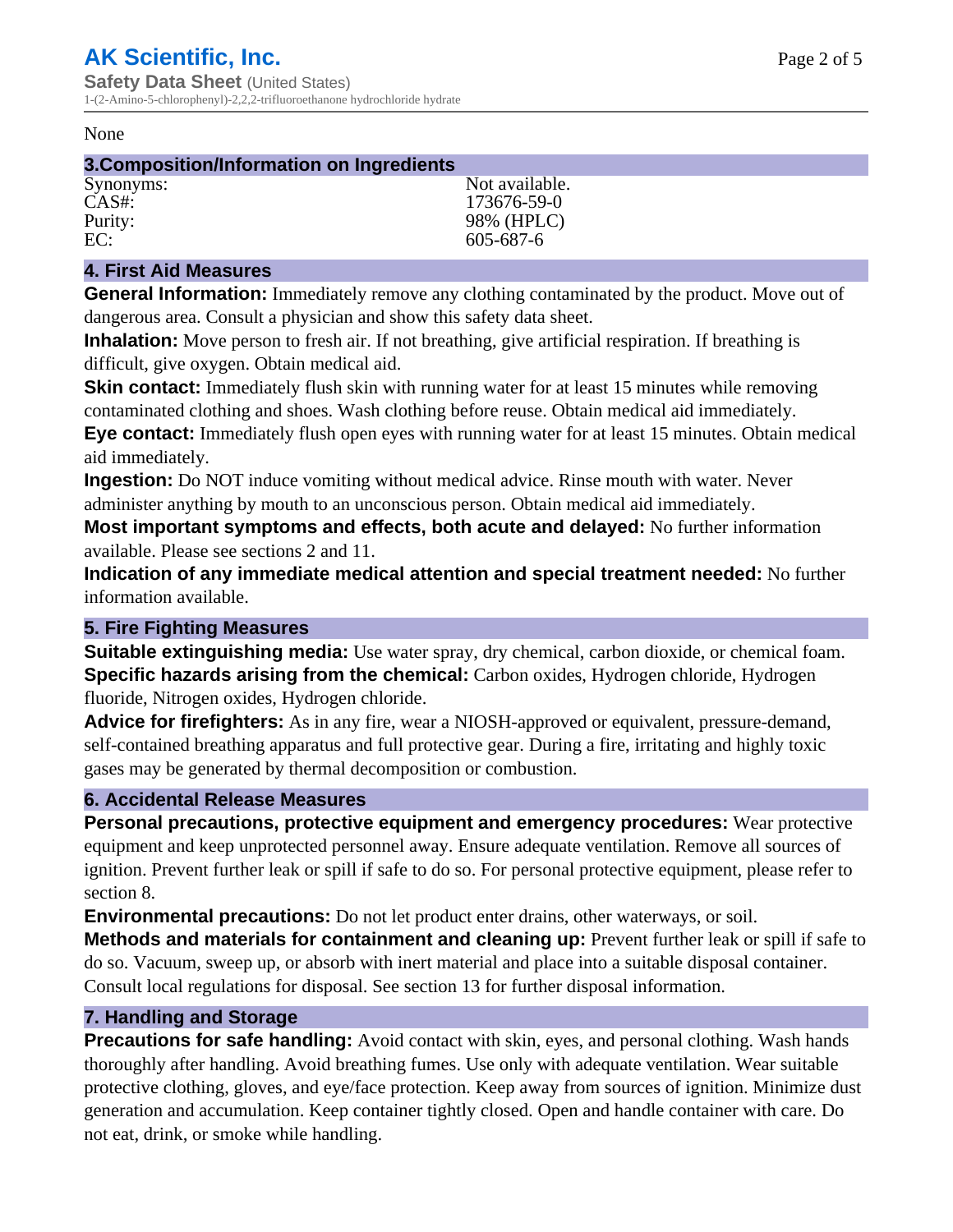None

## 3.Composition/Information on Ingredients

| | |
|---|---|
| Synonyms: | Not available. |
| CAS#: | 173676-59-0 |
| Purity: | 98% (HPLC) |
| EC: | 605-687-6 |

## 4. First Aid Measures

**General Information:** Immediately remove any clothing contaminated by the product. Move out of dangerous area. Consult a physician and show this safety data sheet.

**Inhalation:** Move person to fresh air. If not breathing, give artificial respiration. If breathing is difficult, give oxygen. Obtain medical aid.

**Skin contact:** Immediately flush skin with running water for at least 15 minutes while removing contaminated clothing and shoes. Wash clothing before reuse. Obtain medical aid immediately.

**Eye contact:** Immediately flush open eyes with running water for at least 15 minutes. Obtain medical aid immediately.

**Ingestion:** Do NOT induce vomiting without medical advice. Rinse mouth with water. Never administer anything by mouth to an unconscious person. Obtain medical aid immediately.

**Most important symptoms and effects, both acute and delayed:** No further information available. Please see sections 2 and 11.

**Indication of any immediate medical attention and special treatment needed:** No further information available.

## 5. Fire Fighting Measures

**Suitable extinguishing media:** Use water spray, dry chemical, carbon dioxide, or chemical foam.

**Specific hazards arising from the chemical:** Carbon oxides, Hydrogen chloride, Hydrogen fluoride, Nitrogen oxides, Hydrogen chloride.

**Advice for firefighters:** As in any fire, wear a NIOSH-approved or equivalent, pressure-demand, self-contained breathing apparatus and full protective gear. During a fire, irritating and highly toxic gases may be generated by thermal decomposition or combustion.

## 6. Accidental Release Measures

**Personal precautions, protective equipment and emergency procedures:** Wear protective equipment and keep unprotected personnel away. Ensure adequate ventilation. Remove all sources of ignition. Prevent further leak or spill if safe to do so. For personal protective equipment, please refer to section 8.

**Environmental precautions:** Do not let product enter drains, other waterways, or soil.

**Methods and materials for containment and cleaning up:** Prevent further leak or spill if safe to do so. Vacuum, sweep up, or absorb with inert material and place into a suitable disposal container. Consult local regulations for disposal. See section 13 for further disposal information.

## 7. Handling and Storage

**Precautions for safe handling:** Avoid contact with skin, eyes, and personal clothing. Wash hands thoroughly after handling. Avoid breathing fumes. Use only with adequate ventilation. Wear suitable protective clothing, gloves, and eye/face protection. Keep away from sources of ignition. Minimize dust generation and accumulation. Keep container tightly closed. Open and handle container with care. Do not eat, drink, or smoke while handling.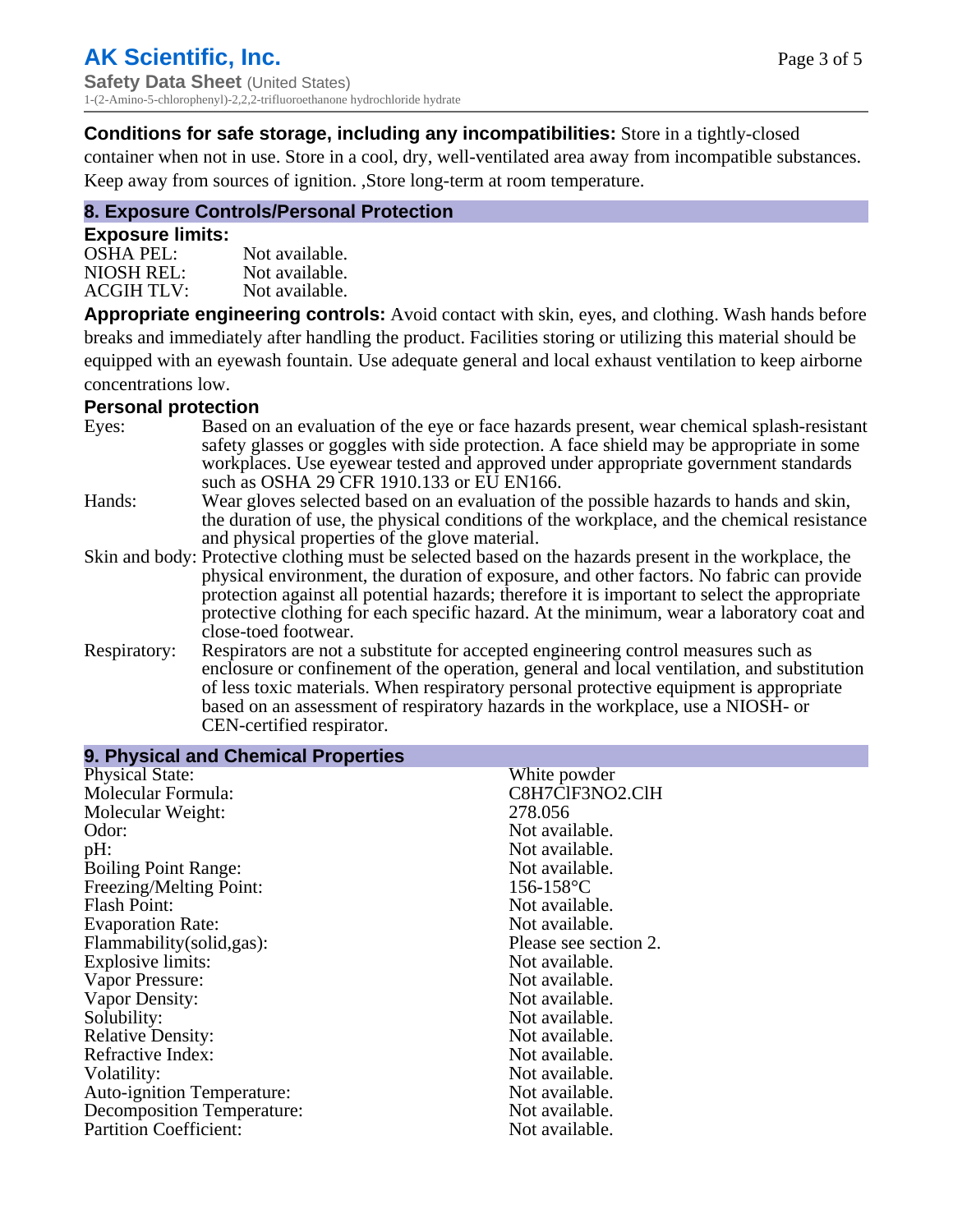**Conditions for safe storage, including any incompatibilities:** Store in a tightly-closed container when not in use. Store in a cool, dry, well-ventilated area away from incompatible substances. Keep away from sources of ignition. ,Store long-term at room temperature.

## 8. Exposure Controls/Personal Protection

### Exposure limits:

| | |
|---|---|
| OSHA PEL: | Not available. |
| NIOSH REL: | Not available. |
| ACGIH TLV: | Not available. |

**Appropriate engineering controls:** Avoid contact with skin, eyes, and clothing. Wash hands before breaks and immediately after handling the product. Facilities storing or utilizing this material should be equipped with an eyewash fountain. Use adequate general and local exhaust ventilation to keep airborne concentrations low.

### Personal protection

| | |
|---|---|
| Eyes: | Based on an evaluation of the eye or face hazards present, wear chemical splash-resistant safety glasses or goggles with side protection. A face shield may be appropriate in some workplaces. Use eyewear tested and approved under appropriate government standards such as OSHA 29 CFR 1910.133 or EU EN166. |
| Hands: | Wear gloves selected based on an evaluation of the possible hazards to hands and skin, the duration of use, the physical conditions of the workplace, and the chemical resistance and physical properties of the glove material. |
| Skin and body: | Protective clothing must be selected based on the hazards present in the workplace, the physical environment, the duration of exposure, and other factors. No fabric can provide protection against all potential hazards; therefore it is important to select the appropriate protective clothing for each specific hazard. At the minimum, wear a laboratory coat and close-toed footwear. |
| Respiratory: | Respirators are not a substitute for accepted engineering control measures such as enclosure or confinement of the operation, general and local ventilation, and substitution of less toxic materials. When respiratory personal protective equipment is appropriate based on an assessment of respiratory hazards in the workplace, use a NIOSH- or CEN-certified respirator. |

## 9. Physical and Chemical Properties

| | |
|---|---|
| Physical State: | White powder |
| Molecular Formula: | C8H7ClF3NO2.ClH |
| Molecular Weight: | 278.056 |
| Odor: | Not available. |
| pH: | Not available. |
| Boiling Point Range: | Not available. |
| Freezing/Melting Point: | 156-158°C |
| Flash Point: | Not available. |
| Evaporation Rate: | Not available. |
| Flammability(solid,gas): | Please see section 2. |
| Explosive limits: | Not available. |
| Vapor Pressure: | Not available. |
| Vapor Density: | Not available. |
| Solubility: | Not available. |
| Relative Density: | Not available. |
| Refractive Index: | Not available. |
| Volatility: | Not available. |
| Auto-ignition Temperature: | Not available. |
| Decomposition Temperature: | Not available. |
| Partition Coefficient: | Not available. |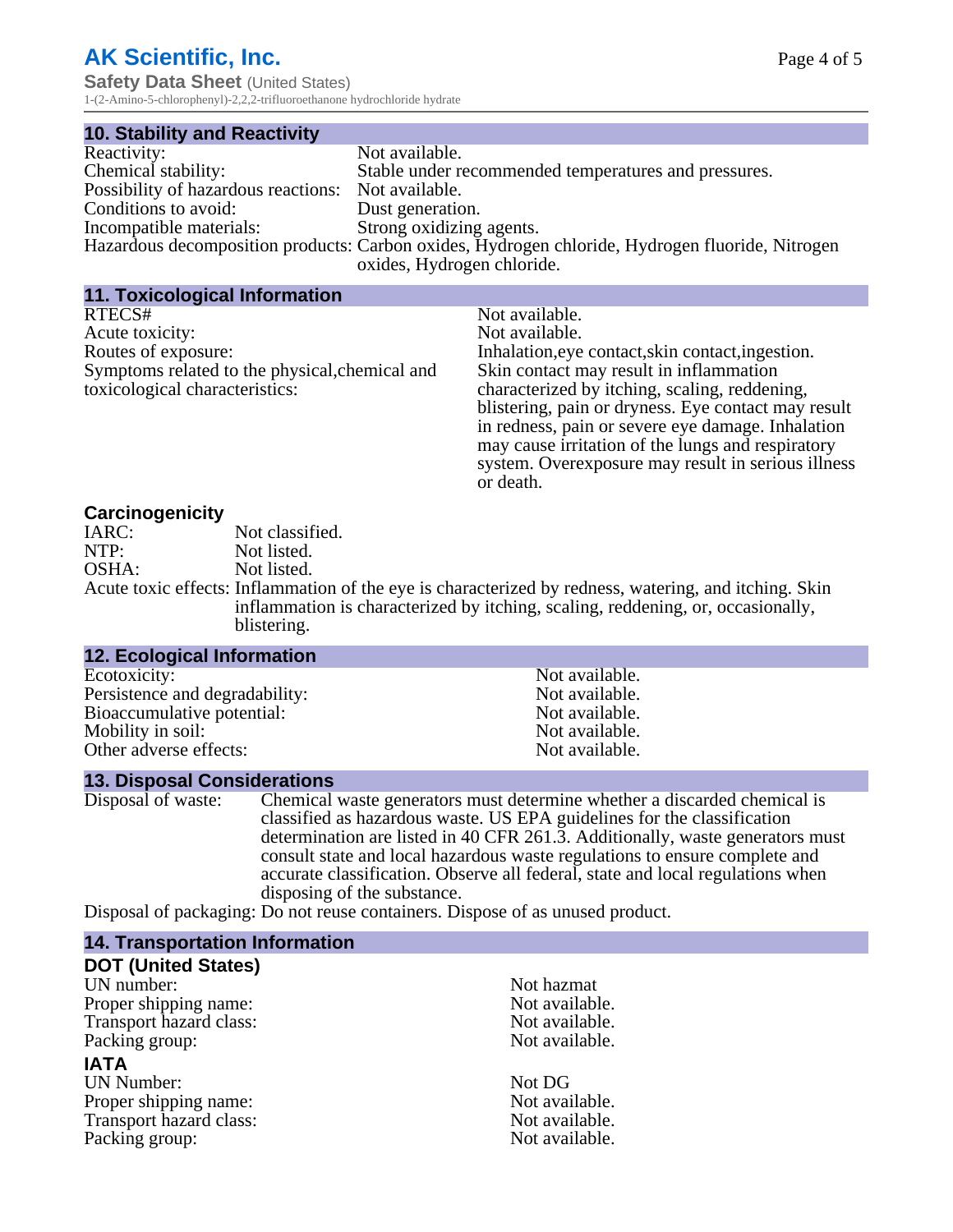## 10. Stability and Reactivity

| | |
|---|---|
| Reactivity: | Not available. |
| Chemical stability: | Stable under recommended temperatures and pressures. |
| Possibility of hazardous reactions: | Not available. |
| Conditions to avoid: | Dust generation. |
| Incompatible materials: | Strong oxidizing agents. |
| Hazardous decomposition products: | Carbon oxides, Hydrogen chloride, Hydrogen fluoride, Nitrogen oxides, Hydrogen chloride. |

## 11. Toxicological Information

| | |
|---|---|
| RTECS# | Not available. |
| Acute toxicity: | Not available. |
| Routes of exposure: | Inhalation,eye contact,skin contact,ingestion. |
| Symptoms related to the physical,chemical and toxicological characteristics: | Skin contact may result in inflammation characterized by itching, scaling, reddening, blistering, pain or dryness. Eye contact may result in redness, pain or severe eye damage. Inhalation may cause irritation of the lungs and respiratory system. Overexposure may result in serious illness or death. |

### Carcinogenicity

| | |
|---|---|
| IARC: | Not classified. |
| NTP: | Not listed. |
| OSHA: | Not listed. |
| Acute toxic effects: | Inflammation of the eye is characterized by redness, watering, and itching. Skin inflammation is characterized by itching, scaling, reddening, or, occasionally, blistering. |

## 12. Ecological Information

| | |
|---|---|
| Ecotoxicity: | Not available. |
| Persistence and degradability: | Not available. |
| Bioaccumulative potential: | Not available. |
| Mobility in soil: | Not available. |
| Other adverse effects: | Not available. |

## 13. Disposal Considerations

| | |
|---|---|
| Disposal of waste: | Chemical waste generators must determine whether a discarded chemical is classified as hazardous waste. US EPA guidelines for the classification determination are listed in 40 CFR 261.3. Additionally, waste generators must consult state and local hazardous waste regulations to ensure complete and accurate classification. Observe all federal, state and local regulations when disposing of the substance. |
| Disposal of packaging: | Do not reuse containers. Dispose of as unused product. |

## 14. Transportation Information

### DOT (United States)

| | |
|---|---|
| UN number: | Not hazmat |
| Proper shipping name: | Not available. |
| Transport hazard class: | Not available. |
| Packing group: | Not available. |

### IATA

| | |
|---|---|
| UN Number: | Not DG |
| Proper shipping name: | Not available. |
| Transport hazard class: | Not available. |
| Packing group: | Not available. |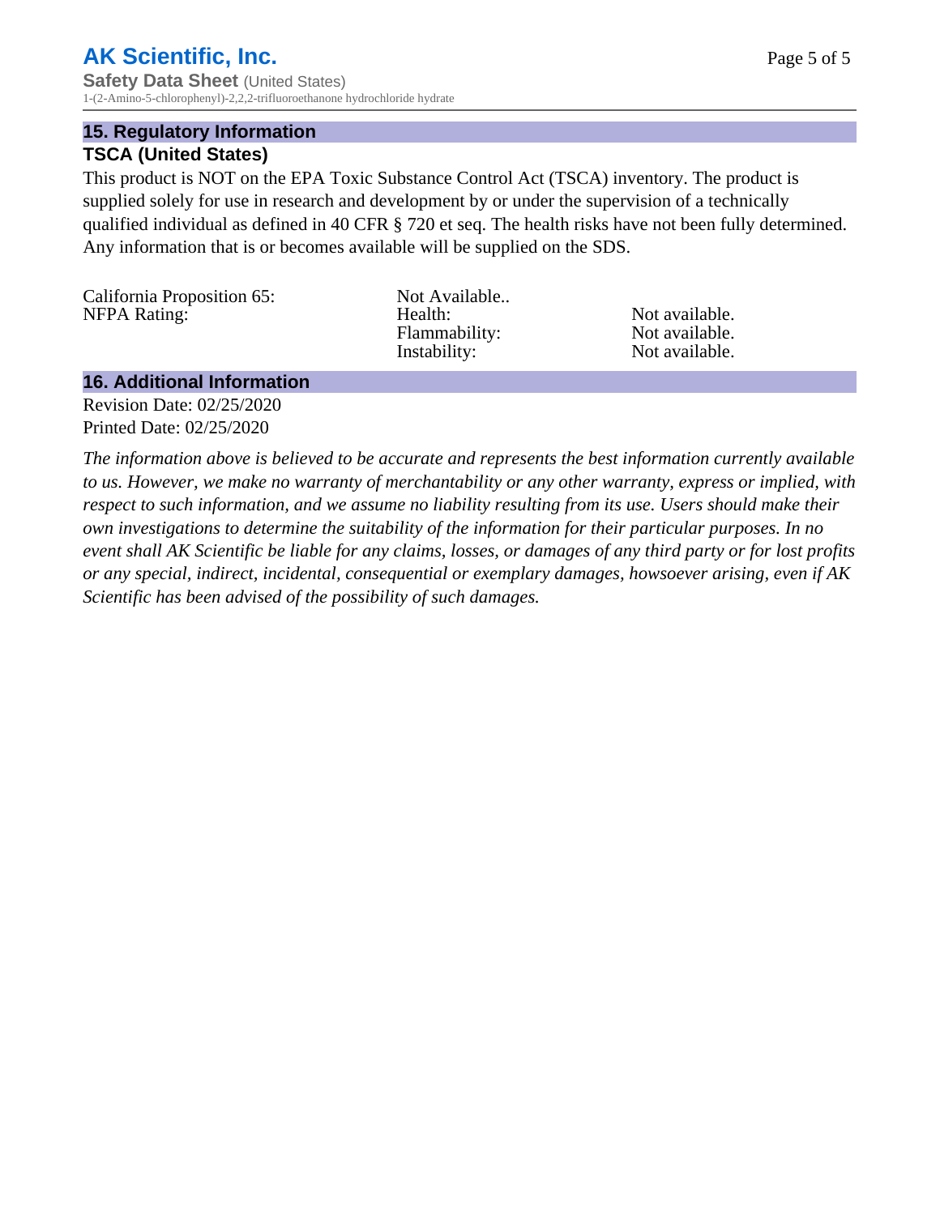## 15. Regulatory Information

### TSCA (United States)

This product is NOT on the EPA Toxic Substance Control Act (TSCA) inventory. The product is supplied solely for use in research and development by or under the supervision of a technically qualified individual as defined in 40 CFR § 720 et seq. The health risks have not been fully determined. Any information that is or becomes available will be supplied on the SDS.

| | | |
|---|---|---|
| California Proposition 65: | Not Available.. | |
| NFPA Rating: | Health: | Not available. |
| | Flammability: | Not available. |
| | Instability: | Not available. |

## 16. Additional Information

Revision Date: 02/25/2020
Printed Date: 02/25/2020

*The information above is believed to be accurate and represents the best information currently available to us. However, we make no warranty of merchantability or any other warranty, express or implied, with respect to such information, and we assume no liability resulting from its use. Users should make their own investigations to determine the suitability of the information for their particular purposes. In no event shall AK Scientific be liable for any claims, losses, or damages of any third party or for lost profits or any special, indirect, incidental, consequential or exemplary damages, howsoever arising, even if AK Scientific has been advised of the possibility of such damages.*